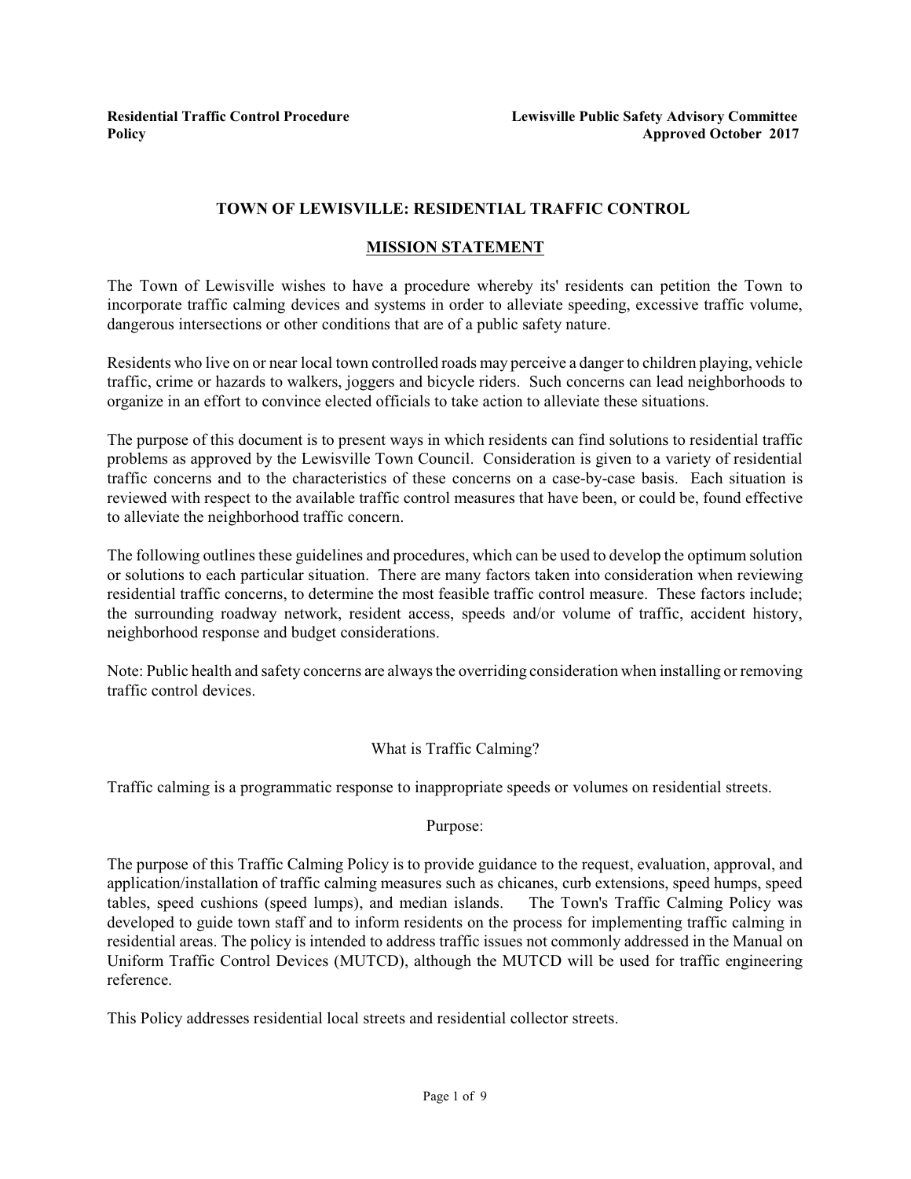**Residential Traffic Control Procedure Policy** | **Lewisville Public Safety Advisory Committee Approved October 2017**

# TOWN OF LEWISVILLE: RESIDENTIAL TRAFFIC CONTROL

## MISSION STATEMENT

The Town of Lewisville wishes to have a procedure whereby its' residents can petition the Town to incorporate traffic calming devices and systems in order to alleviate speeding, excessive traffic volume, dangerous intersections or other conditions that are of a public safety nature.

Residents who live on or near local town controlled roads may perceive a danger to children playing, vehicle traffic, crime or hazards to walkers, joggers and bicycle riders. Such concerns can lead neighborhoods to organize in an effort to convince elected officials to take action to alleviate these situations.

The purpose of this document is to present ways in which residents can find solutions to residential traffic problems as approved by the Lewisville Town Council. Consideration is given to a variety of residential traffic concerns and to the characteristics of these concerns on a case-by-case basis. Each situation is reviewed with respect to the available traffic control measures that have been, or could be, found effective to alleviate the neighborhood traffic concern.

The following outlines these guidelines and procedures, which can be used to develop the optimum solution or solutions to each particular situation. There are many factors taken into consideration when reviewing residential traffic concerns, to determine the most feasible traffic control measure. These factors include; the surrounding roadway network, resident access, speeds and/or volume of traffic, accident history, neighborhood response and budget considerations.

Note: Public health and safety concerns are always the overriding consideration when installing or removing traffic control devices.

### What is Traffic Calming?

Traffic calming is a programmatic response to inappropriate speeds or volumes on residential streets.

### Purpose:

The purpose of this Traffic Calming Policy is to provide guidance to the request, evaluation, approval, and application/installation of traffic calming measures such as chicanes, curb extensions, speed humps, speed tables, speed cushions (speed lumps), and median islands. The Town's Traffic Calming Policy was developed to guide town staff and to inform residents on the process for implementing traffic calming in residential areas. The policy is intended to address traffic issues not commonly addressed in the Manual on Uniform Traffic Control Devices (MUTCD), although the MUTCD will be used for traffic engineering reference.

This Policy addresses residential local streets and residential collector streets.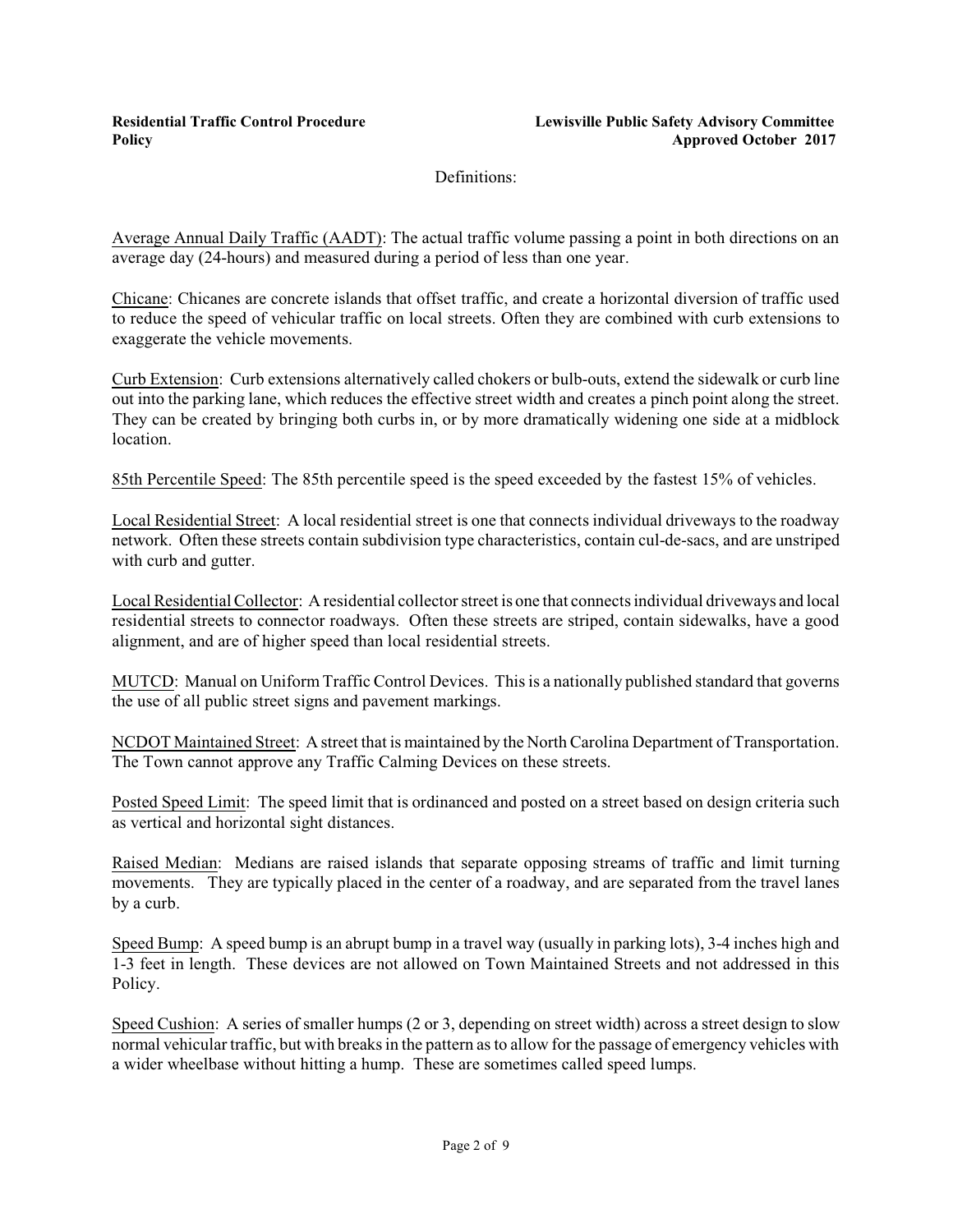**Residential Traffic Control Procedure Policy** | **Lewisville Public Safety Advisory Committee Approved October 2017**

Definitions:

Average Annual Daily Traffic (AADT): The actual traffic volume passing a point in both directions on an average day (24-hours) and measured during a period of less than one year.

Chicane: Chicanes are concrete islands that offset traffic, and create a horizontal diversion of traffic used to reduce the speed of vehicular traffic on local streets. Often they are combined with curb extensions to exaggerate the vehicle movements.

Curb Extension: Curb extensions alternatively called chokers or bulb-outs, extend the sidewalk or curb line out into the parking lane, which reduces the effective street width and creates a pinch point along the street. They can be created by bringing both curbs in, or by more dramatically widening one side at a midblock location.

85th Percentile Speed: The 85th percentile speed is the speed exceeded by the fastest 15% of vehicles.

Local Residential Street: A local residential street is one that connects individual driveways to the roadway network. Often these streets contain subdivision type characteristics, contain cul-de-sacs, and are unstriped with curb and gutter.

Local Residential Collector: A residential collector street is one that connects individual driveways and local residential streets to connector roadways. Often these streets are striped, contain sidewalks, have a good alignment, and are of higher speed than local residential streets.

MUTCD: Manual on Uniform Traffic Control Devices. This is a nationally published standard that governs the use of all public street signs and pavement markings.

NCDOT Maintained Street: A street that is maintained by the North Carolina Department of Transportation. The Town cannot approve any Traffic Calming Devices on these streets.

Posted Speed Limit: The speed limit that is ordinanced and posted on a street based on design criteria such as vertical and horizontal sight distances.

Raised Median: Medians are raised islands that separate opposing streams of traffic and limit turning movements. They are typically placed in the center of a roadway, and are separated from the travel lanes by a curb.

Speed Bump: A speed bump is an abrupt bump in a travel way (usually in parking lots), 3-4 inches high and 1-3 feet in length. These devices are not allowed on Town Maintained Streets and not addressed in this Policy.

Speed Cushion: A series of smaller humps (2 or 3, depending on street width) across a street design to slow normal vehicular traffic, but with breaks in the pattern as to allow for the passage of emergency vehicles with a wider wheelbase without hitting a hump. These are sometimes called speed lumps.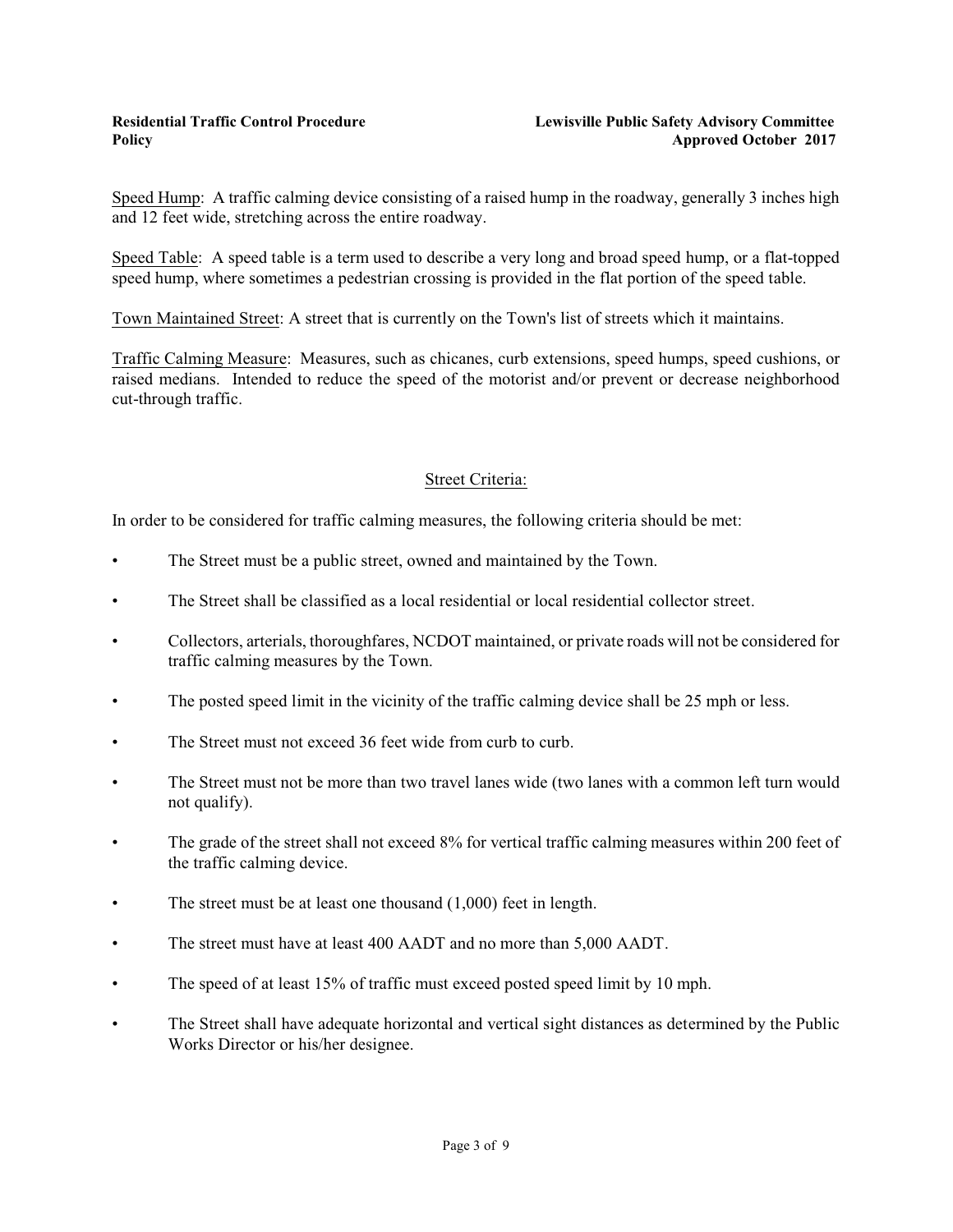Speed Hump: A traffic calming device consisting of a raised hump in the roadway, generally 3 inches high and 12 feet wide, stretching across the entire roadway.

Speed Table: A speed table is a term used to describe a very long and broad speed hump, or a flat-topped speed hump, where sometimes a pedestrian crossing is provided in the flat portion of the speed table.

Town Maintained Street: A street that is currently on the Town's list of streets which it maintains.

Traffic Calming Measure: Measures, such as chicanes, curb extensions, speed humps, speed cushions, or raised medians. Intended to reduce the speed of the motorist and/or prevent or decrease neighborhood cut-through traffic.

## Street Criteria:

In order to be considered for traffic calming measures, the following criteria should be met:

- The Street must be a public street, owned and maintained by the Town.
- The Street shall be classified as a local residential or local residential collector street.
- Collectors, arterials, thoroughfares, NCDOT maintained, or private roads will not be considered for traffic calming measures by the Town.
- The posted speed limit in the vicinity of the traffic calming device shall be 25 mph or less.
- The Street must not exceed 36 feet wide from curb to curb.
- The Street must not be more than two travel lanes wide (two lanes with a common left turn would not qualify).
- The grade of the street shall not exceed 8% for vertical traffic calming measures within 200 feet of the traffic calming device.
- The street must be at least one thousand (1,000) feet in length.
- The street must have at least 400 AADT and no more than 5,000 AADT.
- The speed of at least 15% of traffic must exceed posted speed limit by 10 mph.
- The Street shall have adequate horizontal and vertical sight distances as determined by the Public Works Director or his/her designee.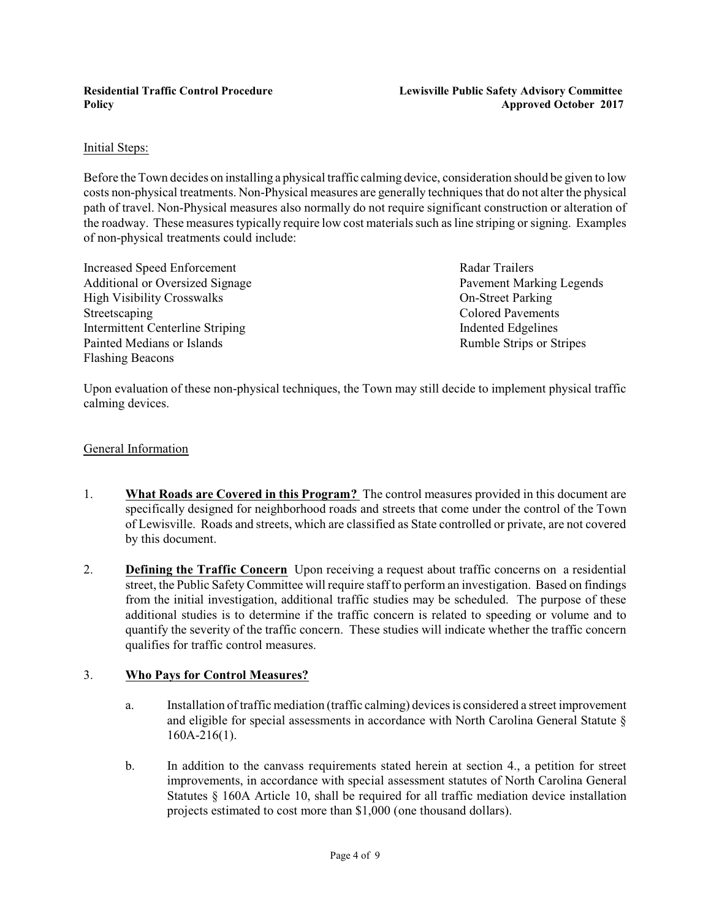Initial Steps:

Before the Town decides on installing a physical traffic calming device, consideration should be given to low costs non-physical treatments. Non-Physical measures are generally techniques that do not alter the physical path of travel. Non-Physical measures also normally do not require significant construction or alteration of the roadway. These measures typically require low cost materials such as line striping or signing. Examples of non-physical treatments could include:

- Increased Speed Enforcement
- Additional or Oversized Signage
- High Visibility Crosswalks
- Streetscaping
- Intermittent Centerline Striping
- Painted Medians or Islands
- Flashing Beacons
- Radar Trailers
- Pavement Marking Legends
- On-Street Parking
- Colored Pavements
- Indented Edgelines
- Rumble Strips or Stripes

Upon evaluation of these non-physical techniques, the Town may still decide to implement physical traffic calming devices.

General Information

1. **What Roads are Covered in this Program?** The control measures provided in this document are specifically designed for neighborhood roads and streets that come under the control of the Town of Lewisville. Roads and streets, which are classified as State controlled or private, are not covered by this document.

2. **Defining the Traffic Concern** Upon receiving a request about traffic concerns on a residential street, the Public Safety Committee will require staff to perform an investigation. Based on findings from the initial investigation, additional traffic studies may be scheduled. The purpose of these additional studies is to determine if the traffic concern is related to speeding or volume and to quantify the severity of the traffic concern. These studies will indicate whether the traffic concern qualifies for traffic control measures.

3. **Who Pays for Control Measures?**

   a. Installation of traffic mediation (traffic calming) devices is considered a street improvement and eligible for special assessments in accordance with North Carolina General Statute § 160A-216(1).

   b. In addition to the canvass requirements stated herein at section 4., a petition for street improvements, in accordance with special assessment statutes of North Carolina General Statutes § 160A Article 10, shall be required for all traffic mediation device installation projects estimated to cost more than $1,000 (one thousand dollars).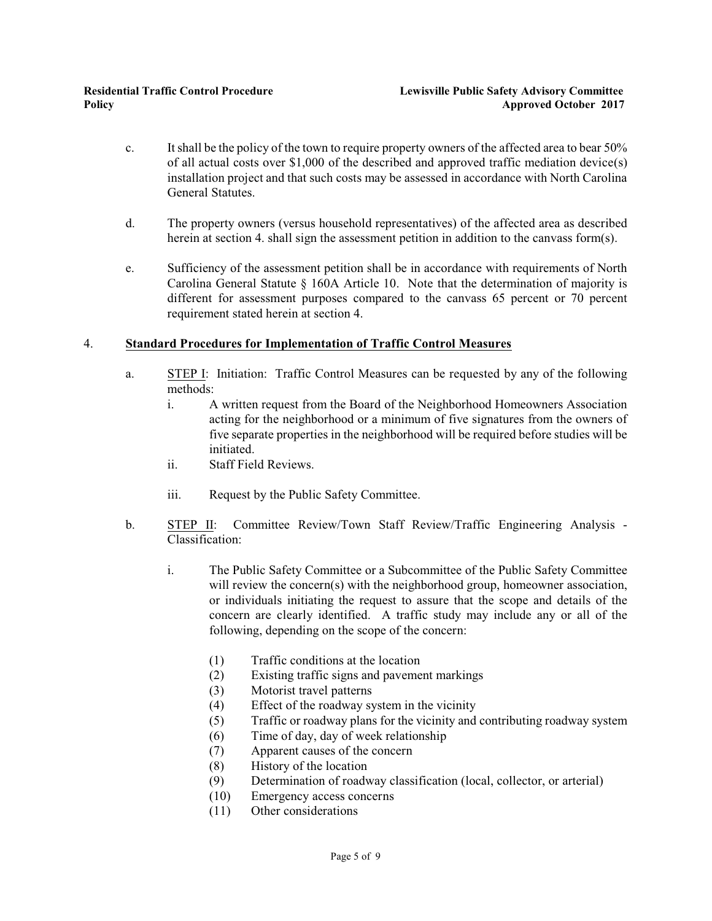c. It shall be the policy of the town to require property owners of the affected area to bear 50% of all actual costs over $1,000 of the described and approved traffic mediation device(s) installation project and that such costs may be assessed in accordance with North Carolina General Statutes.

d. The property owners (versus household representatives) of the affected area as described herein at section 4. shall sign the assessment petition in addition to the canvass form(s).

e. Sufficiency of the assessment petition shall be in accordance with requirements of North Carolina General Statute § 160A Article 10. Note that the determination of majority is different for assessment purposes compared to the canvass 65 percent or 70 percent requirement stated herein at section 4.

## 4. **Standard Procedures for Implementation of Traffic Control Measures**

a. STEP I: Initiation: Traffic Control Measures can be requested by any of the following methods:

   i. A written request from the Board of the Neighborhood Homeowners Association acting for the neighborhood or a minimum of five signatures from the owners of five separate properties in the neighborhood will be required before studies will be initiated.

   ii. Staff Field Reviews.

   iii. Request by the Public Safety Committee.

b. STEP II: Committee Review/Town Staff Review/Traffic Engineering Analysis - Classification:

   i. The Public Safety Committee or a Subcommittee of the Public Safety Committee will review the concern(s) with the neighborhood group, homeowner association, or individuals initiating the request to assure that the scope and details of the concern are clearly identified. A traffic study may include any or all of the following, depending on the scope of the concern:

      (1) Traffic conditions at the location
      (2) Existing traffic signs and pavement markings
      (3) Motorist travel patterns
      (4) Effect of the roadway system in the vicinity
      (5) Traffic or roadway plans for the vicinity and contributing roadway system
      (6) Time of day, day of week relationship
      (7) Apparent causes of the concern
      (8) History of the location
      (9) Determination of roadway classification (local, collector, or arterial)
      (10) Emergency access concerns
      (11) Other considerations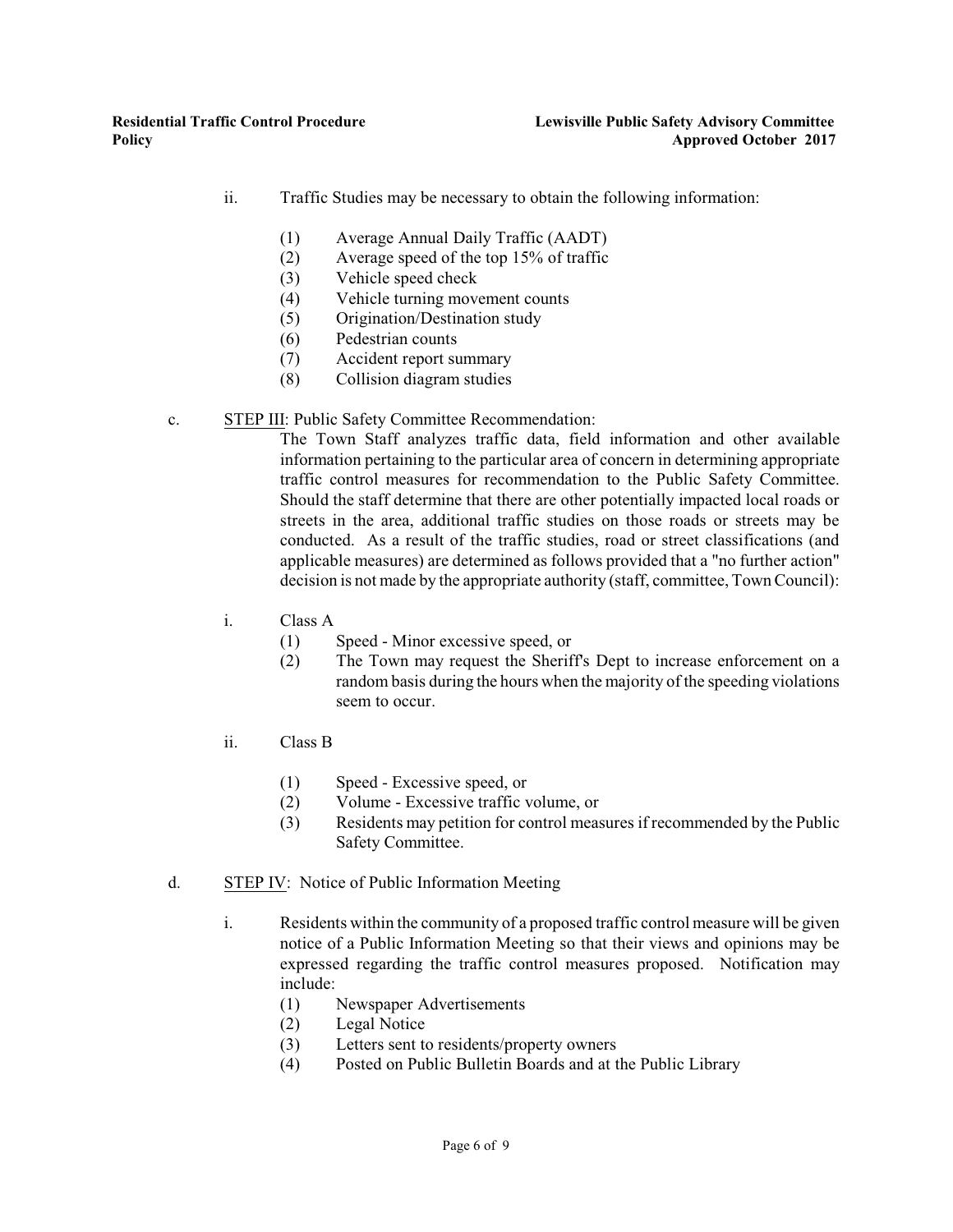ii. Traffic Studies may be necessary to obtain the following information:

(1) Average Annual Daily Traffic (AADT)
(2) Average speed of the top 15% of traffic
(3) Vehicle speed check
(4) Vehicle turning movement counts
(5) Origination/Destination study
(6) Pedestrian counts
(7) Accident report summary
(8) Collision diagram studies

c. STEP III: Public Safety Committee Recommendation:

The Town Staff analyzes traffic data, field information and other available information pertaining to the particular area of concern in determining appropriate traffic control measures for recommendation to the Public Safety Committee. Should the staff determine that there are other potentially impacted local roads or streets in the area, additional traffic studies on those roads or streets may be conducted. As a result of the traffic studies, road or street classifications (and applicable measures) are determined as follows provided that a "no further action" decision is not made by the appropriate authority (staff, committee, Town Council):

i. Class A

(1) Speed - Minor excessive speed, or
(2) The Town may request the Sheriff's Dept to increase enforcement on a random basis during the hours when the majority of the speeding violations seem to occur.

ii. Class B

(1) Speed - Excessive speed, or
(2) Volume - Excessive traffic volume, or
(3) Residents may petition for control measures if recommended by the Public Safety Committee.

d. STEP IV: Notice of Public Information Meeting

i. Residents within the community of a proposed traffic control measure will be given notice of a Public Information Meeting so that their views and opinions may be expressed regarding the traffic control measures proposed. Notification may include:

(1) Newspaper Advertisements
(2) Legal Notice
(3) Letters sent to residents/property owners
(4) Posted on Public Bulletin Boards and at the Public Library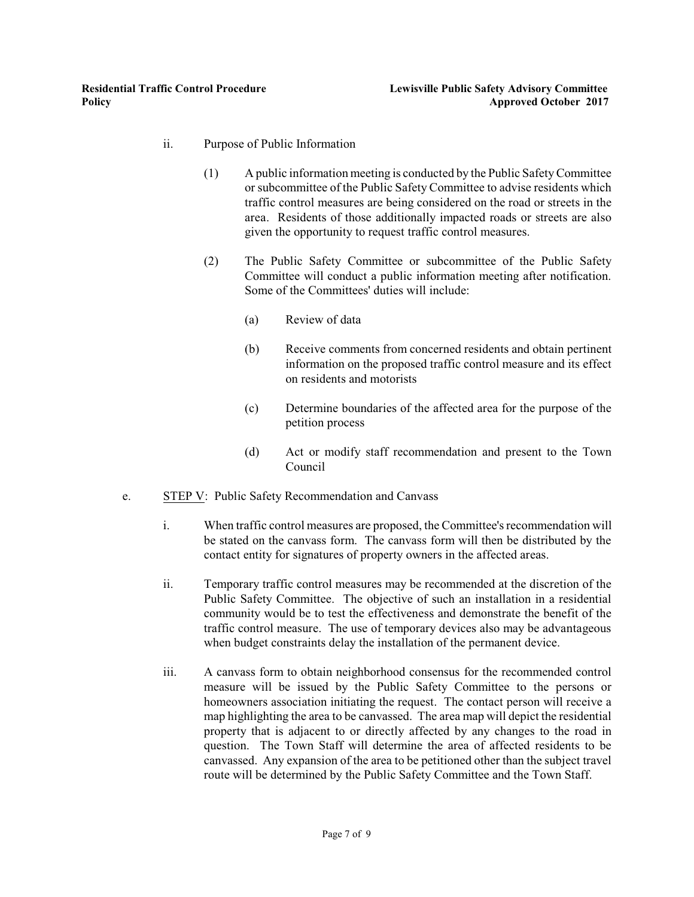ii. Purpose of Public Information

(1) A public information meeting is conducted by the Public Safety Committee or subcommittee of the Public Safety Committee to advise residents which traffic control measures are being considered on the road or streets in the area. Residents of those additionally impacted roads or streets are also given the opportunity to request traffic control measures.

(2) The Public Safety Committee or subcommittee of the Public Safety Committee will conduct a public information meeting after notification. Some of the Committees' duties will include:

(a) Review of data

(b) Receive comments from concerned residents and obtain pertinent information on the proposed traffic control measure and its effect on residents and motorists

(c) Determine boundaries of the affected area for the purpose of the petition process

(d) Act or modify staff recommendation and present to the Town Council

e. <u>STEP V</u>: Public Safety Recommendation and Canvass

i. When traffic control measures are proposed, the Committee's recommendation will be stated on the canvass form. The canvass form will then be distributed by the contact entity for signatures of property owners in the affected areas.

ii. Temporary traffic control measures may be recommended at the discretion of the Public Safety Committee. The objective of such an installation in a residential community would be to test the effectiveness and demonstrate the benefit of the traffic control measure. The use of temporary devices also may be advantageous when budget constraints delay the installation of the permanent device.

iii. A canvass form to obtain neighborhood consensus for the recommended control measure will be issued by the Public Safety Committee to the persons or homeowners association initiating the request. The contact person will receive a map highlighting the area to be canvassed. The area map will depict the residential property that is adjacent to or directly affected by any changes to the road in question. The Town Staff will determine the area of affected residents to be canvassed. Any expansion of the area to be petitioned other than the subject travel route will be determined by the Public Safety Committee and the Town Staff.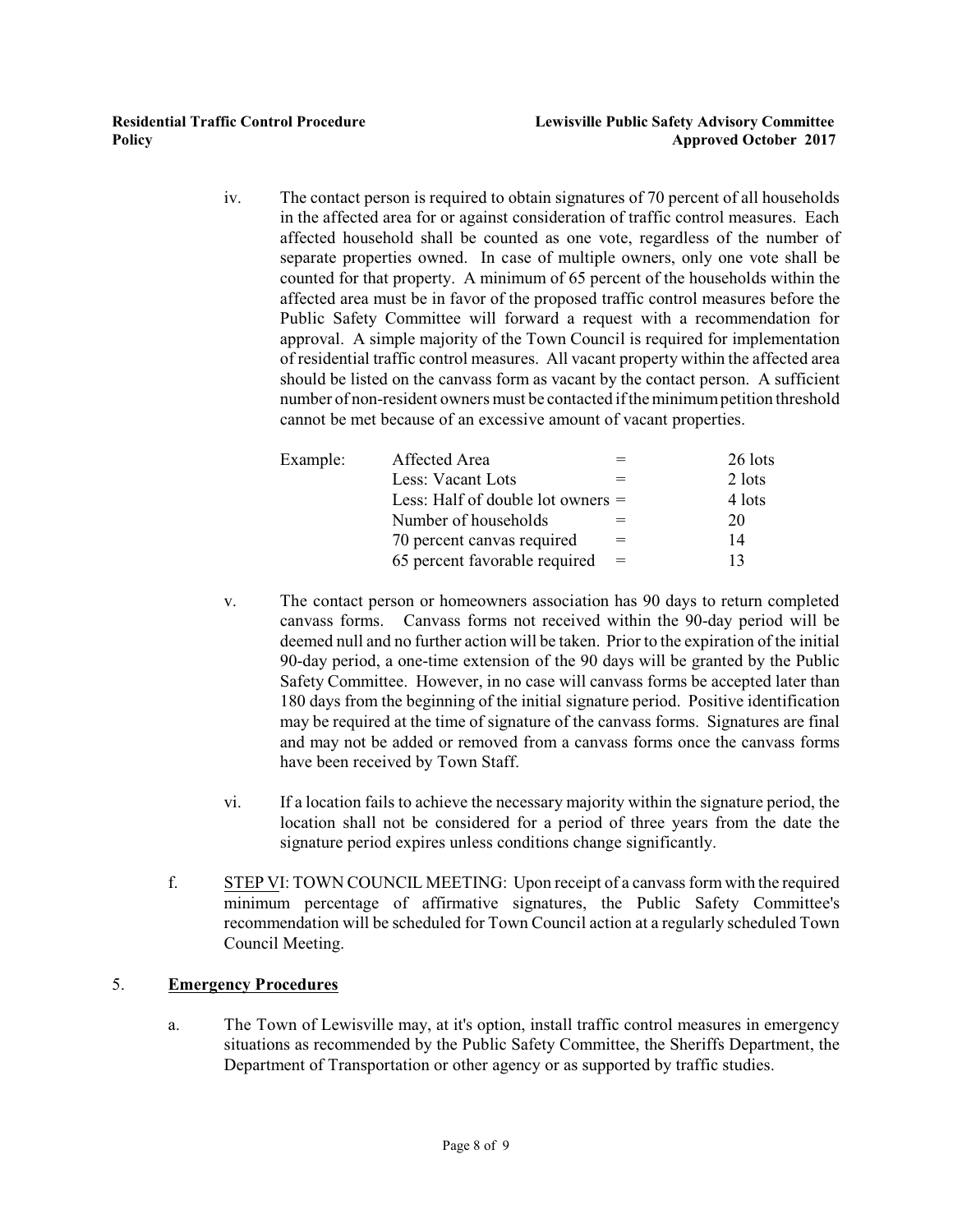iv. The contact person is required to obtain signatures of 70 percent of all households in the affected area for or against consideration of traffic control measures. Each affected household shall be counted as one vote, regardless of the number of separate properties owned. In case of multiple owners, only one vote shall be counted for that property. A minimum of 65 percent of the households within the affected area must be in favor of the proposed traffic control measures before the Public Safety Committee will forward a request with a recommendation for approval. A simple majority of the Town Council is required for implementation of residential traffic control measures. All vacant property within the affected area should be listed on the canvass form as vacant by the contact person. A sufficient number of non-resident owners must be contacted if the minimum petition threshold cannot be met because of an excessive amount of vacant properties.

| Example: | | | |
|---|---|---|---|
| | Affected Area | = | 26 lots |
| | Less: Vacant Lots | = | 2 lots |
| | Less: Half of double lot owners | = | 4 lots |
| | Number of households | = | 20 |
| | 70 percent canvas required | = | 14 |
| | 65 percent favorable required | = | 13 |

v. The contact person or homeowners association has 90 days to return completed canvass forms. Canvass forms not received within the 90-day period will be deemed null and no further action will be taken. Prior to the expiration of the initial 90-day period, a one-time extension of the 90 days will be granted by the Public Safety Committee. However, in no case will canvass forms be accepted later than 180 days from the beginning of the initial signature period. Positive identification may be required at the time of signature of the canvass forms. Signatures are final and may not be added or removed from a canvass forms once the canvass forms have been received by Town Staff.

vi. If a location fails to achieve the necessary majority within the signature period, the location shall not be considered for a period of three years from the date the signature period expires unless conditions change significantly.

f. STEP VI: TOWN COUNCIL MEETING: Upon receipt of a canvass form with the required minimum percentage of affirmative signatures, the Public Safety Committee's recommendation will be scheduled for Town Council action at a regularly scheduled Town Council Meeting.

5. **Emergency Procedures**

a. The Town of Lewisville may, at it's option, install traffic control measures in emergency situations as recommended by the Public Safety Committee, the Sheriffs Department, the Department of Transportation or other agency or as supported by traffic studies.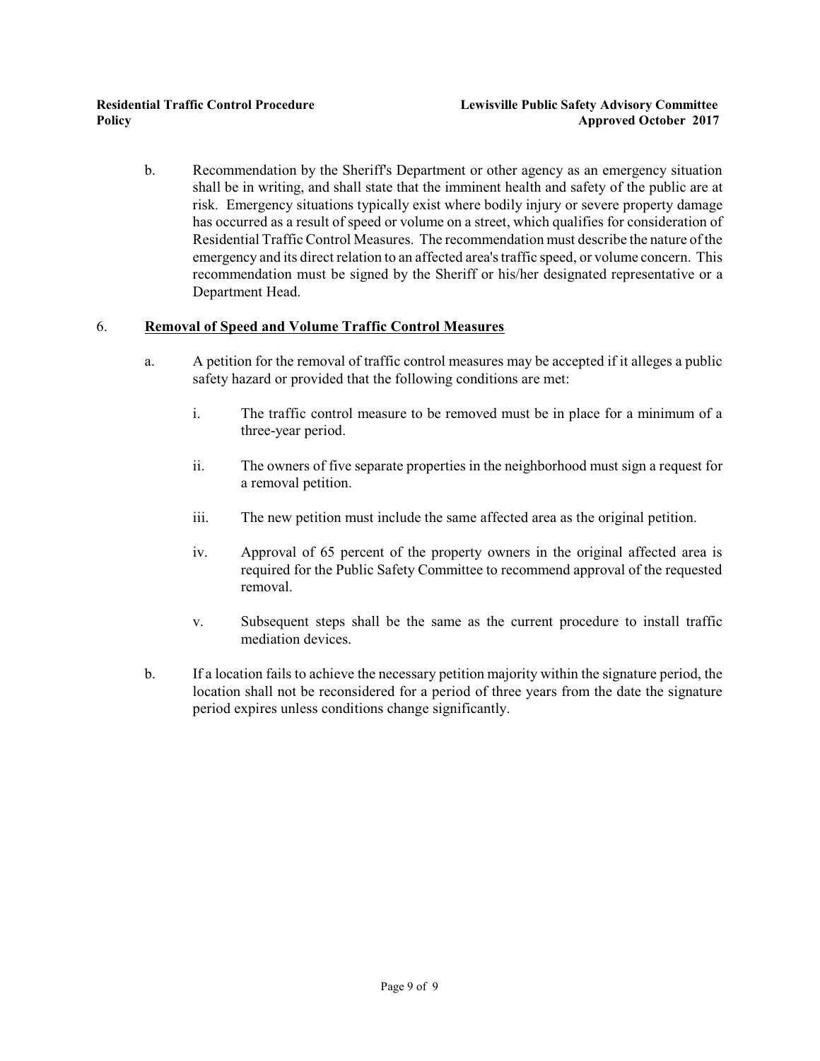b. Recommendation by the Sheriff's Department or other agency as an emergency situation shall be in writing, and shall state that the imminent health and safety of the public are at risk. Emergency situations typically exist where bodily injury or severe property damage has occurred as a result of speed or volume on a street, which qualifies for consideration of Residential Traffic Control Measures. The recommendation must describe the nature of the emergency and its direct relation to an affected area's traffic speed, or volume concern. This recommendation must be signed by the Sheriff or his/her designated representative or a Department Head.

6. **Removal of Speed and Volume Traffic Control Measures**

a. A petition for the removal of traffic control measures may be accepted if it alleges a public safety hazard or provided that the following conditions are met:

i. The traffic control measure to be removed must be in place for a minimum of a three-year period.

ii. The owners of five separate properties in the neighborhood must sign a request for a removal petition.

iii. The new petition must include the same affected area as the original petition.

iv. Approval of 65 percent of the property owners in the original affected area is required for the Public Safety Committee to recommend approval of the requested removal.

v. Subsequent steps shall be the same as the current procedure to install traffic mediation devices.

b. If a location fails to achieve the necessary petition majority within the signature period, the location shall not be reconsidered for a period of three years from the date the signature period expires unless conditions change significantly.